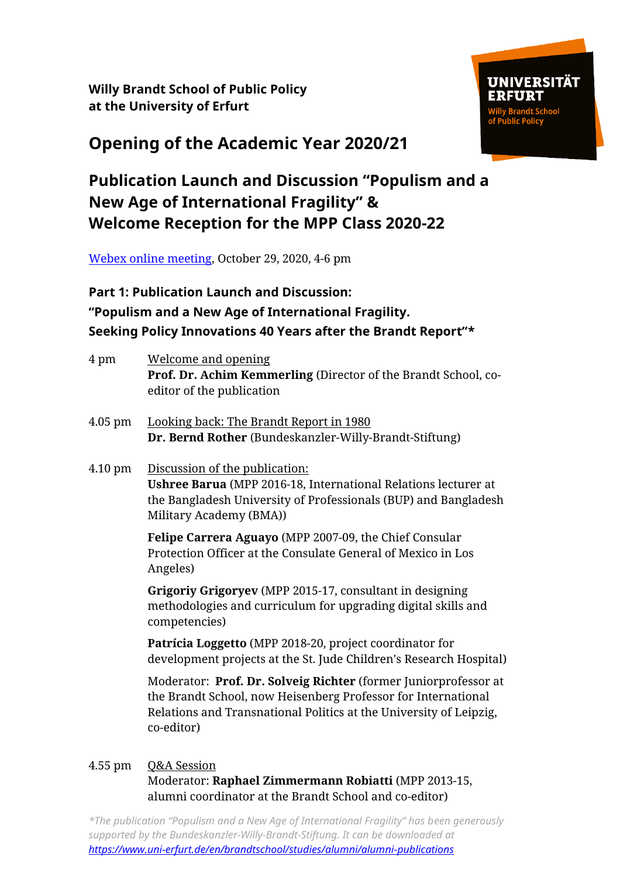**Willy Brandt School of Public Policy**
**at the University of Erfurt**

UNIVERSITÄT ERFURT
Willy Brandt School of Public Policy

# Opening of the Academic Year 2020/21

## Publication Launch and Discussion “Populism and a New Age of International Fragility” & Welcome Reception for the MPP Class 2020-22

[Webex online meeting](), October 29, 2020, 4-6 pm

### Part 1: Publication Launch and Discussion: “Populism and a New Age of International Fragility. Seeking Policy Innovations 40 Years after the Brandt Report”*

4 pm — Welcome and opening
**Prof. Dr. Achim Kemmerling** (Director of the Brandt School, co-editor of the publication

4.05 pm — Looking back: The Brandt Report in 1980
**Dr. Bernd Rother** (Bundeskanzler-Willy-Brandt-Stiftung)

4.10 pm — Discussion of the publication:

**Ushree Barua** (MPP 2016-18, International Relations lecturer at the Bangladesh University of Professionals (BUP) and Bangladesh Military Academy (BMA))

**Felipe Carrera Aguayo** (MPP 2007-09, the Chief Consular Protection Officer at the Consulate General of Mexico in Los Angeles)

**Grigoriy Grigoryev** (MPP 2015-17, consultant in designing methodologies and curriculum for upgrading digital skills and competencies)

**Patrícia Loggetto** (MPP 2018-20, project coordinator for development projects at the St. Jude Children's Research Hospital)

Moderator: **Prof. Dr. Solveig Richter** (former Juniorprofessor at the Brandt School, now Heisenberg Professor for International Relations and Transnational Politics at the University of Leipzig, co-editor)

4.55 pm — Q&A Session
Moderator: **Raphael Zimmermann Robiatti** (MPP 2013-15, alumni coordinator at the Brandt School and co-editor)

*\*The publication “Populism and a New Age of International Fragility” has been generously supported by the Bundeskanzler-Willy-Brandt-Stiftung. It can be downloaded at [https://www.uni-erfurt.de/en/brandtschool/studies/alumni/alumni-publications](https://www.uni-erfurt.de/en/brandtschool/studies/alumni/alumni-publications)*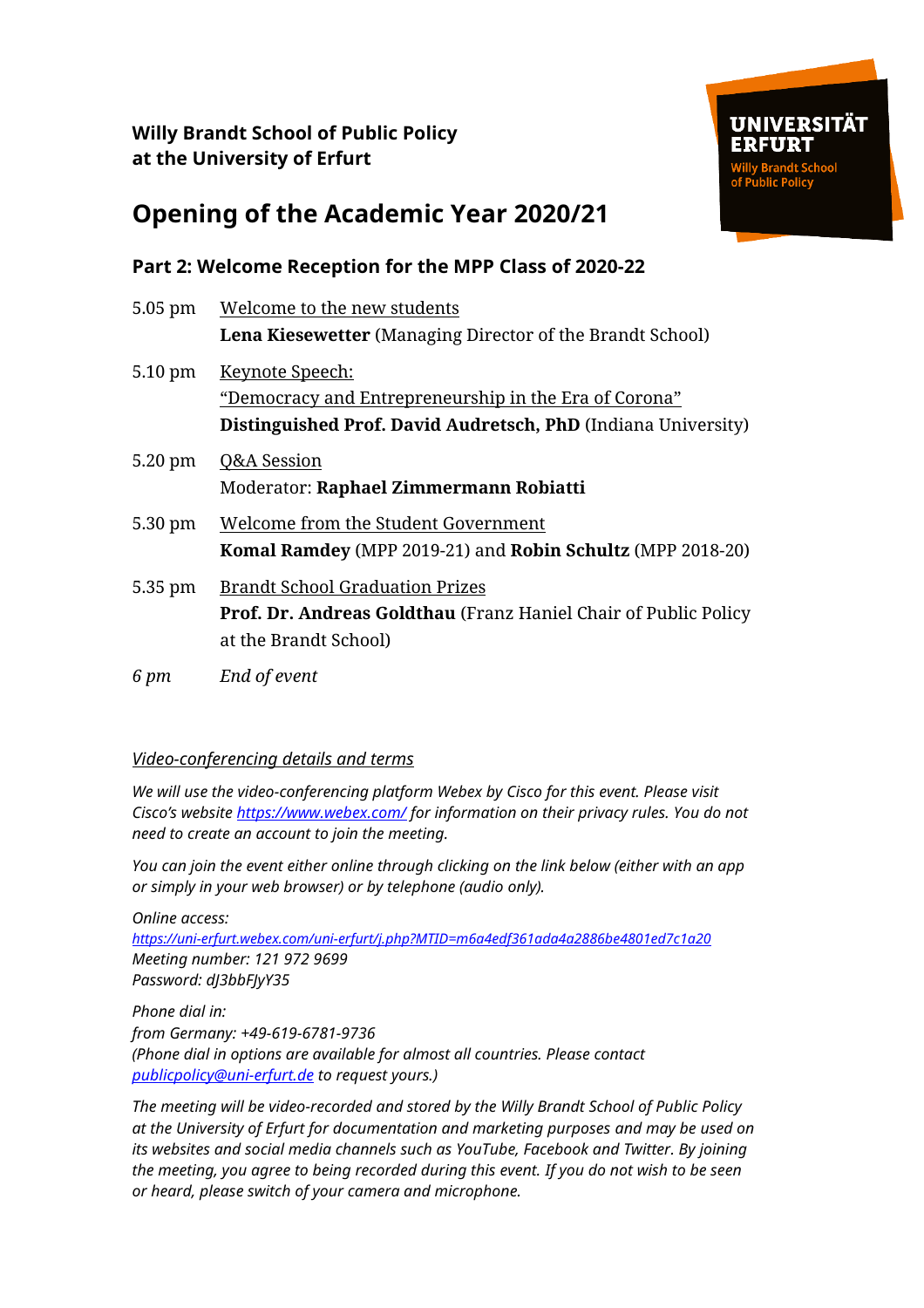**Willy Brandt School of Public Policy at the University of Erfurt**

UNIVERSITÄT ERFURT
Willy Brandt School of Public Policy

# Opening of the Academic Year 2020/21

## Part 2: Welcome Reception for the MPP Class of 2020-22

| | |
|---|---|
| 5.05 pm | Welcome to the new students<br>**Lena Kiesewetter** (Managing Director of the Brandt School) |
| 5.10 pm | Keynote Speech:<br>"Democracy and Entrepreneurship in the Era of Corona"<br>**Distinguished Prof. David Audretsch, PhD** (Indiana University) |
| 5.20 pm | Q&A Session<br>Moderator: **Raphael Zimmermann Robiatti** |
| 5.30 pm | Welcome from the Student Government<br>**Komal Ramdey** (MPP 2019-21) and **Robin Schultz** (MPP 2018-20) |
| 5.35 pm | Brandt School Graduation Prizes<br>**Prof. Dr. Andreas Goldthau** (Franz Haniel Chair of Public Policy at the Brandt School) |
| *6 pm* | *End of event* |

*Video-conferencing details and terms*

*We will use the video-conferencing platform Webex by Cisco for this event. Please visit Cisco's website https://www.webex.com/ for information on their privacy rules. You do not need to create an account to join the meeting.*

*You can join the event either online through clicking on the link below (either with an app or simply in your web browser) or by telephone (audio only).*

*Online access:*
*https://uni-erfurt.webex.com/uni-erfurt/j.php?MTID=m6a4edf361ada4a2886be4801ed7c1a20*
*Meeting number: 121 972 9699*
*Password: dJ3bbFJyY35*

*Phone dial in:*
*from Germany: +49-619-6781-9736*
*(Phone dial in options are available for almost all countries. Please contact publicpolicy@uni-erfurt.de to request yours.)*

*The meeting will be video-recorded and stored by the Willy Brandt School of Public Policy at the University of Erfurt for documentation and marketing purposes and may be used on its websites and social media channels such as YouTube, Facebook and Twitter. By joining the meeting, you agree to being recorded during this event. If you do not wish to be seen or heard, please switch of your camera and microphone.*